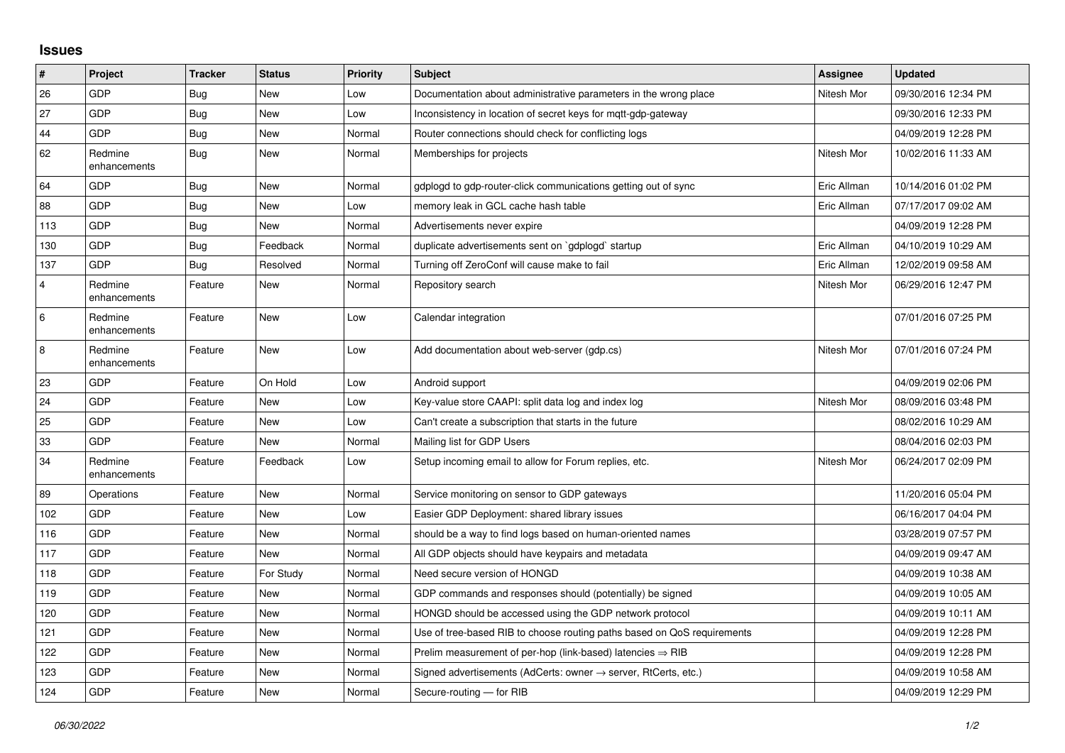## Issues

| # | Project | Tracker | Status | Priority | Subject | Assignee | Updated |
|---|---|---|---|---|---|---|---|
| 26 | GDP | Bug | New | Low | Documentation about administrative parameters in the wrong place | Nitesh Mor | 09/30/2016 12:34 PM |
| 27 | GDP | Bug | New | Low | Inconsistency in location of secret keys for mqtt-gdp-gateway | | 09/30/2016 12:33 PM |
| 44 | GDP | Bug | New | Normal | Router connections should check for conflicting logs | | 04/09/2019 12:28 PM |
| 62 | Redmine enhancements | Bug | New | Normal | Memberships for projects | Nitesh Mor | 10/02/2016 11:33 AM |
| 64 | GDP | Bug | New | Normal | gdplogd to gdp-router-click communications getting out of sync | Eric Allman | 10/14/2016 01:02 PM |
| 88 | GDP | Bug | New | Low | memory leak in GCL cache hash table | Eric Allman | 07/17/2017 09:02 AM |
| 113 | GDP | Bug | New | Normal | Advertisements never expire | | 04/09/2019 12:28 PM |
| 130 | GDP | Bug | Feedback | Normal | duplicate advertisements sent on `gdplogd` startup | Eric Allman | 04/10/2019 10:29 AM |
| 137 | GDP | Bug | Resolved | Normal | Turning off ZeroConf will cause make to fail | Eric Allman | 12/02/2019 09:58 AM |
| 4 | Redmine enhancements | Feature | New | Normal | Repository search | Nitesh Mor | 06/29/2016 12:47 PM |
| 6 | Redmine enhancements | Feature | New | Low | Calendar integration | | 07/01/2016 07:25 PM |
| 8 | Redmine enhancements | Feature | New | Low | Add documentation about web-server (gdp.cs) | Nitesh Mor | 07/01/2016 07:24 PM |
| 23 | GDP | Feature | On Hold | Low | Android support | | 04/09/2019 02:06 PM |
| 24 | GDP | Feature | New | Low | Key-value store CAAPI: split data log and index log | Nitesh Mor | 08/09/2016 03:48 PM |
| 25 | GDP | Feature | New | Low | Can't create a subscription that starts in the future | | 08/02/2016 10:29 AM |
| 33 | GDP | Feature | New | Normal | Mailing list for GDP Users | | 08/04/2016 02:03 PM |
| 34 | Redmine enhancements | Feature | Feedback | Low | Setup incoming email to allow for Forum replies, etc. | Nitesh Mor | 06/24/2017 02:09 PM |
| 89 | Operations | Feature | New | Normal | Service monitoring on sensor to GDP gateways | | 11/20/2016 05:04 PM |
| 102 | GDP | Feature | New | Low | Easier GDP Deployment: shared library issues | | 06/16/2017 04:04 PM |
| 116 | GDP | Feature | New | Normal | should be a way to find logs based on human-oriented names | | 03/28/2019 07:57 PM |
| 117 | GDP | Feature | New | Normal | All GDP objects should have keypairs and metadata | | 04/09/2019 09:47 AM |
| 118 | GDP | Feature | For Study | Normal | Need secure version of HONGD | | 04/09/2019 10:38 AM |
| 119 | GDP | Feature | New | Normal | GDP commands and responses should (potentially) be signed | | 04/09/2019 10:05 AM |
| 120 | GDP | Feature | New | Normal | HONGD should be accessed using the GDP network protocol | | 04/09/2019 10:11 AM |
| 121 | GDP | Feature | New | Normal | Use of tree-based RIB to choose routing paths based on QoS requirements | | 04/09/2019 12:28 PM |
| 122 | GDP | Feature | New | Normal | Prelim measurement of per-hop (link-based) latencies ⇒ RIB | | 04/09/2019 12:28 PM |
| 123 | GDP | Feature | New | Normal | Signed advertisements (AdCerts: owner → server, RtCerts, etc.) | | 04/09/2019 10:58 AM |
| 124 | GDP | Feature | New | Normal | Secure-routing — for RIB | | 04/09/2019 12:29 PM |

*06/30/2022*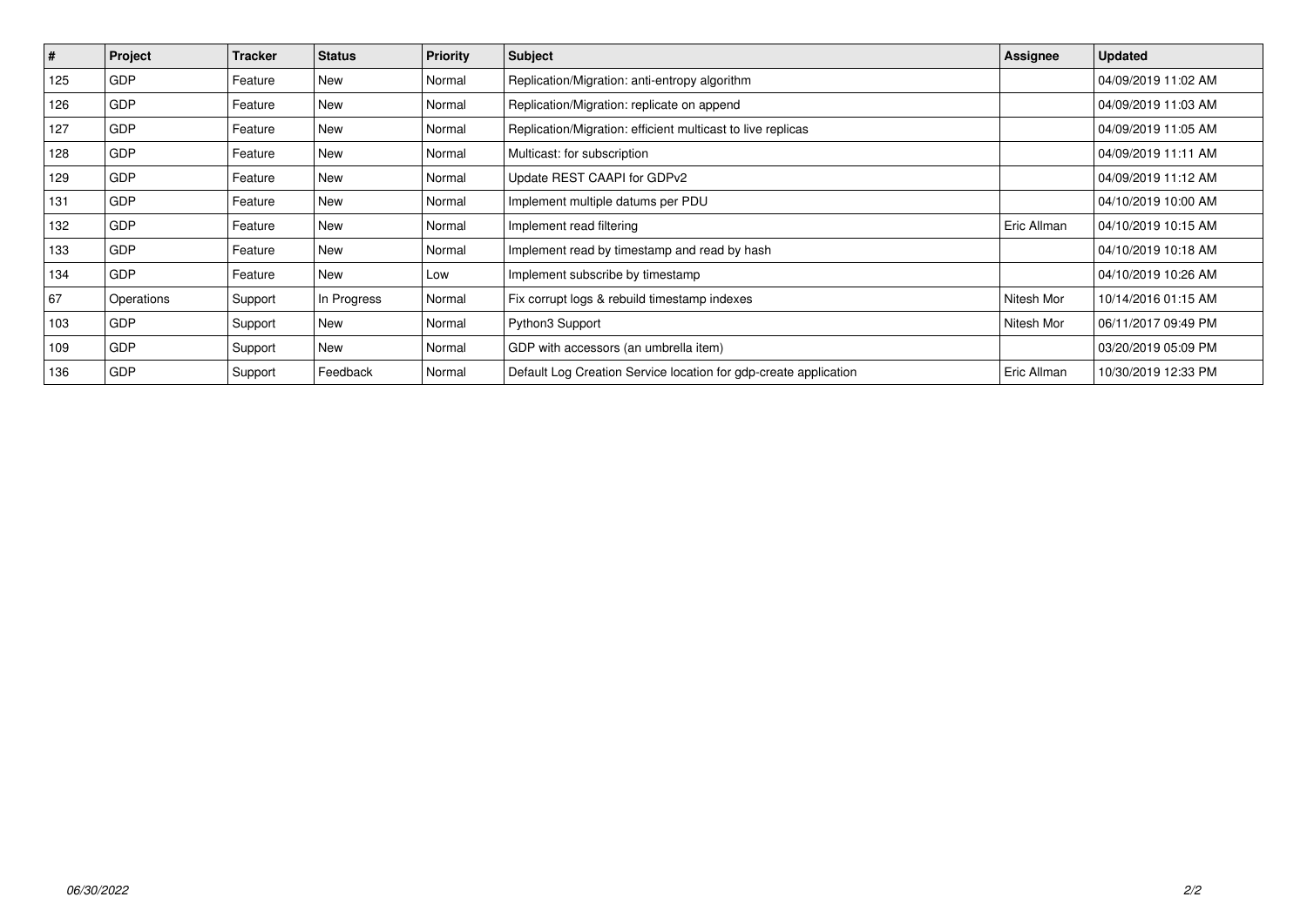| # | Project | Tracker | Status | Priority | Subject | Assignee | Updated |
|---|---|---|---|---|---|---|---|
| 125 | GDP | Feature | New | Normal | Replication/Migration: anti-entropy algorithm | | 04/09/2019 11:02 AM |
| 126 | GDP | Feature | New | Normal | Replication/Migration: replicate on append | | 04/09/2019 11:03 AM |
| 127 | GDP | Feature | New | Normal | Replication/Migration: efficient multicast to live replicas | | 04/09/2019 11:05 AM |
| 128 | GDP | Feature | New | Normal | Multicast: for subscription | | 04/09/2019 11:11 AM |
| 129 | GDP | Feature | New | Normal | Update REST CAAPI for GDPv2 | | 04/09/2019 11:12 AM |
| 131 | GDP | Feature | New | Normal | Implement multiple datums per PDU | | 04/10/2019 10:00 AM |
| 132 | GDP | Feature | New | Normal | Implement read filtering | Eric Allman | 04/10/2019 10:15 AM |
| 133 | GDP | Feature | New | Normal | Implement read by timestamp and read by hash | | 04/10/2019 10:18 AM |
| 134 | GDP | Feature | New | Low | Implement subscribe by timestamp | | 04/10/2019 10:26 AM |
| 67 | Operations | Support | In Progress | Normal | Fix corrupt logs & rebuild timestamp indexes | Nitesh Mor | 10/14/2016 01:15 AM |
| 103 | GDP | Support | New | Normal | Python3 Support | Nitesh Mor | 06/11/2017 09:49 PM |
| 109 | GDP | Support | New | Normal | GDP with accessors (an umbrella item) | | 03/20/2019 05:09 PM |
| 136 | GDP | Support | Feedback | Normal | Default Log Creation Service location for gdp-create application | Eric Allman | 10/30/2019 12:33 PM |